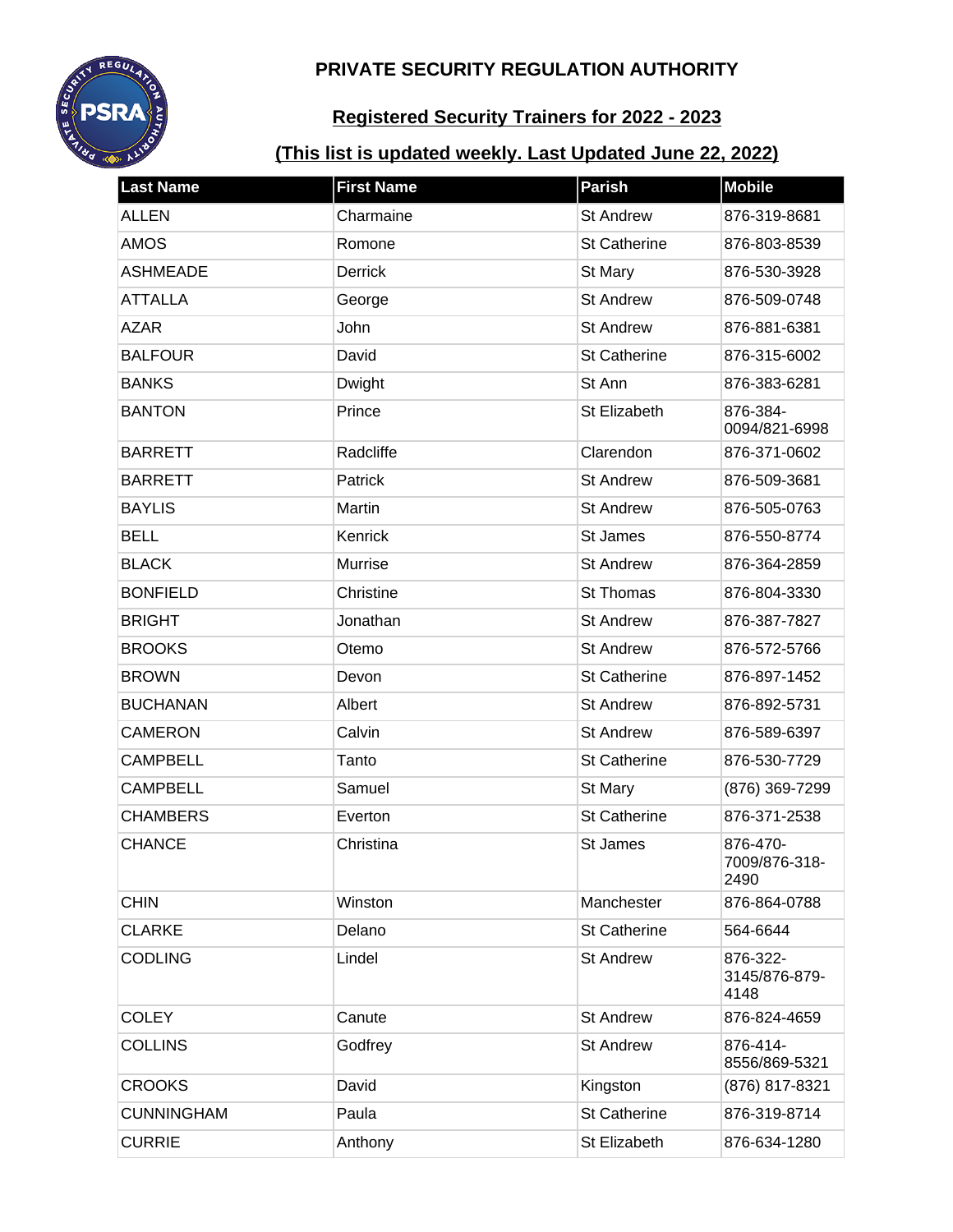# PRIVATE SECURITY REGULATION AUTHORITY

## Registered Security Trainers for 2022 - 2023

### (This list is updated weekly. Last Updated June 22, 2022)

| Last Name | First Name | Parish | Mobile |
|---|---|---|---|
| ALLEN | Charmaine | St Andrew | 876-319-8681 |
| AMOS | Romone | St Catherine | 876-803-8539 |
| ASHMEADE | Derrick | St Mary | 876-530-3928 |
| ATTALLA | George | St Andrew | 876-509-0748 |
| AZAR | John | St Andrew | 876-881-6381 |
| BALFOUR | David | St Catherine | 876-315-6002 |
| BANKS | Dwight | St Ann | 876-383-6281 |
| BANTON | Prince | St Elizabeth | 876-384-0094/821-6998 |
| BARRETT | Radcliffe | Clarendon | 876-371-0602 |
| BARRETT | Patrick | St Andrew | 876-509-3681 |
| BAYLIS | Martin | St Andrew | 876-505-0763 |
| BELL | Kenrick | St James | 876-550-8774 |
| BLACK | Murrise | St Andrew | 876-364-2859 |
| BONFIELD | Christine | St Thomas | 876-804-3330 |
| BRIGHT | Jonathan | St Andrew | 876-387-7827 |
| BROOKS | Otemo | St Andrew | 876-572-5766 |
| BROWN | Devon | St Catherine | 876-897-1452 |
| BUCHANAN | Albert | St Andrew | 876-892-5731 |
| CAMERON | Calvin | St Andrew | 876-589-6397 |
| CAMPBELL | Tanto | St Catherine | 876-530-7729 |
| CAMPBELL | Samuel | St Mary | (876) 369-7299 |
| CHAMBERS | Everton | St Catherine | 876-371-2538 |
| CHANCE | Christina | St James | 876-470-7009/876-318-2490 |
| CHIN | Winston | Manchester | 876-864-0788 |
| CLARKE | Delano | St Catherine | 564-6644 |
| CODLING | Lindel | St Andrew | 876-322-3145/876-879-4148 |
| COLEY | Canute | St Andrew | 876-824-4659 |
| COLLINS | Godfrey | St Andrew | 876-414-8556/869-5321 |
| CROOKS | David | Kingston | (876) 817-8321 |
| CUNNINGHAM | Paula | St Catherine | 876-319-8714 |
| CURRIE | Anthony | St Elizabeth | 876-634-1280 |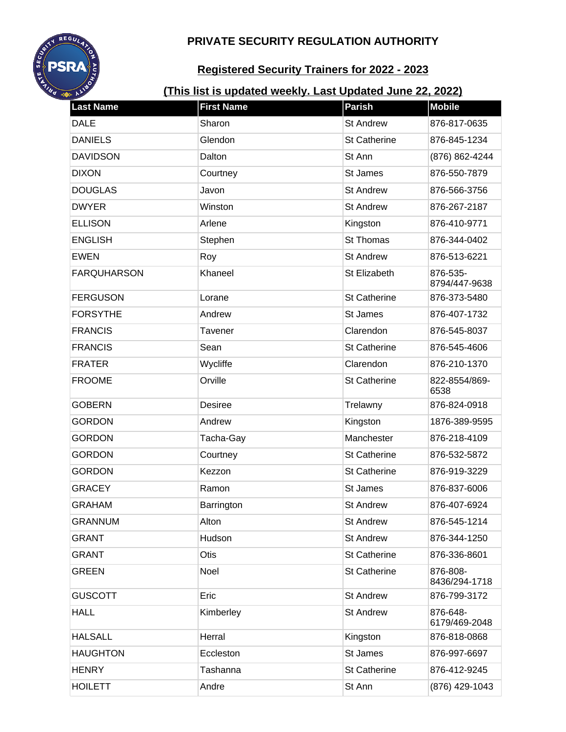# PRIVATE SECURITY REGULATION AUTHORITY

## Registered Security Trainers for 2022 - 2023

### (This list is updated weekly. Last Updated June 22, 2022)

| Last Name | First Name | Parish | Mobile |
|---|---|---|---|
| DALE | Sharon | St Andrew | 876-817-0635 |
| DANIELS | Glendon | St Catherine | 876-845-1234 |
| DAVIDSON | Dalton | St Ann | (876) 862-4244 |
| DIXON | Courtney | St James | 876-550-7879 |
| DOUGLAS | Javon | St Andrew | 876-566-3756 |
| DWYER | Winston | St Andrew | 876-267-2187 |
| ELLISON | Arlene | Kingston | 876-410-9771 |
| ENGLISH | Stephen | St Thomas | 876-344-0402 |
| EWEN | Roy | St Andrew | 876-513-6221 |
| FARQUHARSON | Khaneel | St Elizabeth | 876-535-8794/447-9638 |
| FERGUSON | Lorane | St Catherine | 876-373-5480 |
| FORSYTHE | Andrew | St James | 876-407-1732 |
| FRANCIS | Tavener | Clarendon | 876-545-8037 |
| FRANCIS | Sean | St Catherine | 876-545-4606 |
| FRATER | Wycliffe | Clarendon | 876-210-1370 |
| FROOME | Orville | St Catherine | 822-8554/869-6538 |
| GOBERN | Desiree | Trelawny | 876-824-0918 |
| GORDON | Andrew | Kingston | 1876-389-9595 |
| GORDON | Tacha-Gay | Manchester | 876-218-4109 |
| GORDON | Courtney | St Catherine | 876-532-5872 |
| GORDON | Kezzon | St Catherine | 876-919-3229 |
| GRACEY | Ramon | St James | 876-837-6006 |
| GRAHAM | Barrington | St Andrew | 876-407-6924 |
| GRANNUM | Alton | St Andrew | 876-545-1214 |
| GRANT | Hudson | St Andrew | 876-344-1250 |
| GRANT | Otis | St Catherine | 876-336-8601 |
| GREEN | Noel | St Catherine | 876-808-8436/294-1718 |
| GUSCOTT | Eric | St Andrew | 876-799-3172 |
| HALL | Kimberley | St Andrew | 876-648-6179/469-2048 |
| HALSALL | Herral | Kingston | 876-818-0868 |
| HAUGHTON | Eccleston | St James | 876-997-6697 |
| HENRY | Tashanna | St Catherine | 876-412-9245 |
| HOILETT | Andre | St Ann | (876) 429-1043 |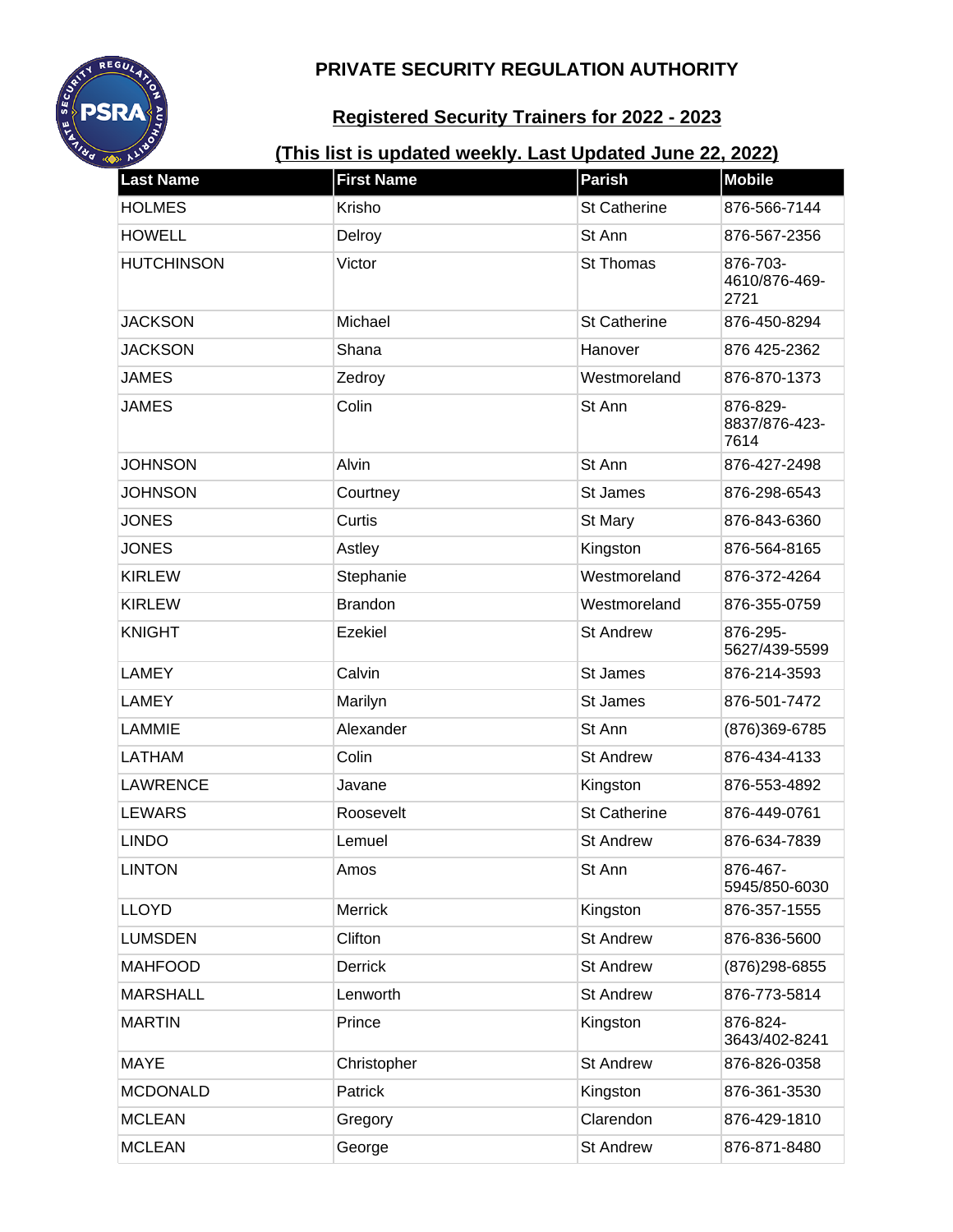# PRIVATE SECURITY REGULATION AUTHORITY

## Registered Security Trainers for 2022 - 2023

### (This list is updated weekly. Last Updated June 22, 2022)

| Last Name | First Name | Parish | Mobile |
|---|---|---|---|
| HOLMES | Krisho | St Catherine | 876-566-7144 |
| HOWELL | Delroy | St Ann | 876-567-2356 |
| HUTCHINSON | Victor | St Thomas | 876-703-4610/876-469-2721 |
| JACKSON | Michael | St Catherine | 876-450-8294 |
| JACKSON | Shana | Hanover | 876 425-2362 |
| JAMES | Zedroy | Westmoreland | 876-870-1373 |
| JAMES | Colin | St Ann | 876-829-8837/876-423-7614 |
| JOHNSON | Alvin | St Ann | 876-427-2498 |
| JOHNSON | Courtney | St James | 876-298-6543 |
| JONES | Curtis | St Mary | 876-843-6360 |
| JONES | Astley | Kingston | 876-564-8165 |
| KIRLEW | Stephanie | Westmoreland | 876-372-4264 |
| KIRLEW | Brandon | Westmoreland | 876-355-0759 |
| KNIGHT | Ezekiel | St Andrew | 876-295-5627/439-5599 |
| LAMEY | Calvin | St James | 876-214-3593 |
| LAMEY | Marilyn | St James | 876-501-7472 |
| LAMMIE | Alexander | St Ann | (876)369-6785 |
| LATHAM | Colin | St Andrew | 876-434-4133 |
| LAWRENCE | Javane | Kingston | 876-553-4892 |
| LEWARS | Roosevelt | St Catherine | 876-449-0761 |
| LINDO | Lemuel | St Andrew | 876-634-7839 |
| LINTON | Amos | St Ann | 876-467-5945/850-6030 |
| LLOYD | Merrick | Kingston | 876-357-1555 |
| LUMSDEN | Clifton | St Andrew | 876-836-5600 |
| MAHFOOD | Derrick | St Andrew | (876)298-6855 |
| MARSHALL | Lenworth | St Andrew | 876-773-5814 |
| MARTIN | Prince | Kingston | 876-824-3643/402-8241 |
| MAYE | Christopher | St Andrew | 876-826-0358 |
| MCDONALD | Patrick | Kingston | 876-361-3530 |
| MCLEAN | Gregory | Clarendon | 876-429-1810 |
| MCLEAN | George | St Andrew | 876-871-8480 |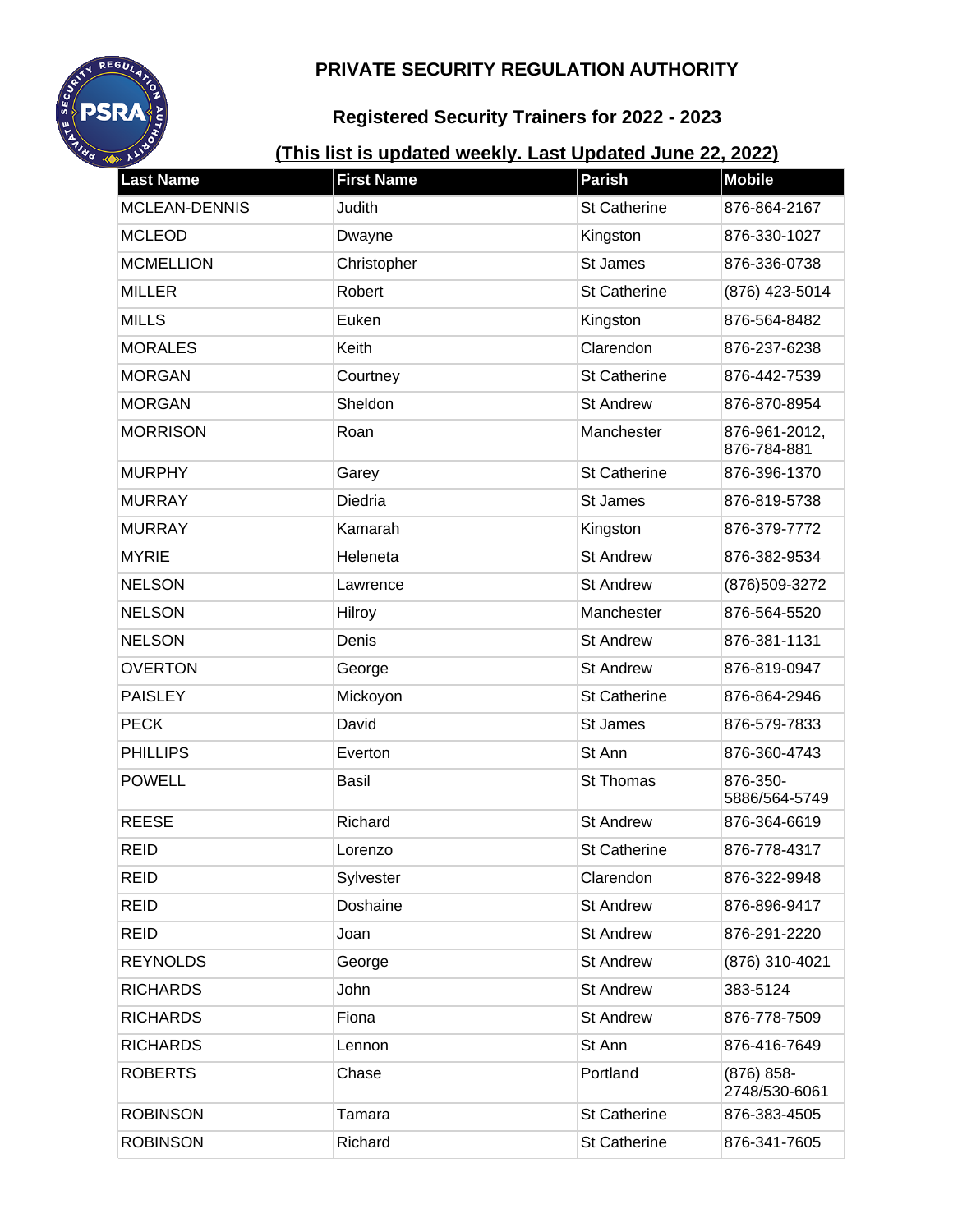# PRIVATE SECURITY REGULATION AUTHORITY

## Registered Security Trainers for 2022 - 2023

### (This list is updated weekly. Last Updated June 22, 2022)

| Last Name | First Name | Parish | Mobile |
|---|---|---|---|
| MCLEAN-DENNIS | Judith | St Catherine | 876-864-2167 |
| MCLEOD | Dwayne | Kingston | 876-330-1027 |
| MCMELLION | Christopher | St James | 876-336-0738 |
| MILLER | Robert | St Catherine | (876) 423-5014 |
| MILLS | Euken | Kingston | 876-564-8482 |
| MORALES | Keith | Clarendon | 876-237-6238 |
| MORGAN | Courtney | St Catherine | 876-442-7539 |
| MORGAN | Sheldon | St Andrew | 876-870-8954 |
| MORRISON | Roan | Manchester | 876-961-2012, 876-784-881 |
| MURPHY | Garey | St Catherine | 876-396-1370 |
| MURRAY | Diedria | St James | 876-819-5738 |
| MURRAY | Kamarah | Kingston | 876-379-7772 |
| MYRIE | Heleneta | St Andrew | 876-382-9534 |
| NELSON | Lawrence | St Andrew | (876)509-3272 |
| NELSON | Hilroy | Manchester | 876-564-5520 |
| NELSON | Denis | St Andrew | 876-381-1131 |
| OVERTON | George | St Andrew | 876-819-0947 |
| PAISLEY | Mickoyon | St Catherine | 876-864-2946 |
| PECK | David | St James | 876-579-7833 |
| PHILLIPS | Everton | St Ann | 876-360-4743 |
| POWELL | Basil | St Thomas | 876-350-5886/564-5749 |
| REESE | Richard | St Andrew | 876-364-6619 |
| REID | Lorenzo | St Catherine | 876-778-4317 |
| REID | Sylvester | Clarendon | 876-322-9948 |
| REID | Doshaine | St Andrew | 876-896-9417 |
| REID | Joan | St Andrew | 876-291-2220 |
| REYNOLDS | George | St Andrew | (876) 310-4021 |
| RICHARDS | John | St Andrew | 383-5124 |
| RICHARDS | Fiona | St Andrew | 876-778-7509 |
| RICHARDS | Lennon | St Ann | 876-416-7649 |
| ROBERTS | Chase | Portland | (876) 858-2748/530-6061 |
| ROBINSON | Tamara | St Catherine | 876-383-4505 |
| ROBINSON | Richard | St Catherine | 876-341-7605 |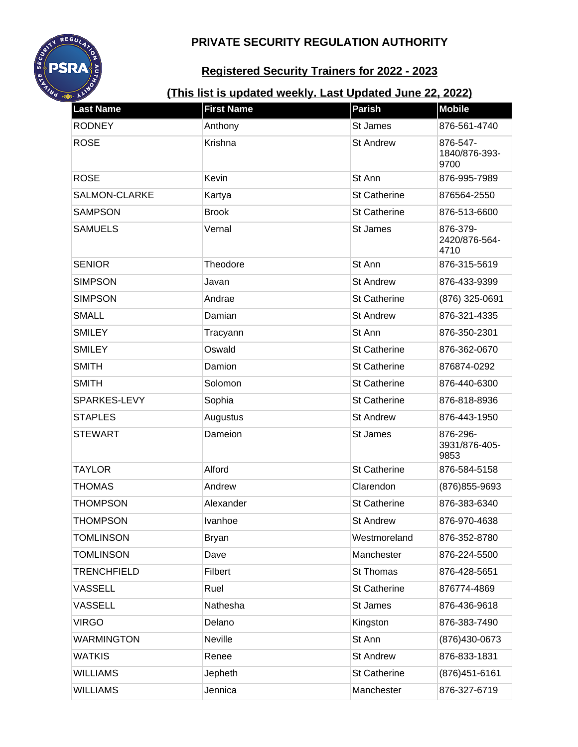# PRIVATE SECURITY REGULATION AUTHORITY

## Registered Security Trainers for 2022 - 2023

### (This list is updated weekly. Last Updated June 22, 2022)

| Last Name | First Name | Parish | Mobile |
|---|---|---|---|
| RODNEY | Anthony | St James | 876-561-4740 |
| ROSE | Krishna | St Andrew | 876-547-1840/876-393-9700 |
| ROSE | Kevin | St Ann | 876-995-7989 |
| SALMON-CLARKE | Kartya | St Catherine | 876564-2550 |
| SAMPSON | Brook | St Catherine | 876-513-6600 |
| SAMUELS | Vernal | St James | 876-379-2420/876-564-4710 |
| SENIOR | Theodore | St Ann | 876-315-5619 |
| SIMPSON | Javan | St Andrew | 876-433-9399 |
| SIMPSON | Andrae | St Catherine | (876) 325-0691 |
| SMALL | Damian | St Andrew | 876-321-4335 |
| SMILEY | Tracyann | St Ann | 876-350-2301 |
| SMILEY | Oswald | St Catherine | 876-362-0670 |
| SMITH | Damion | St Catherine | 876874-0292 |
| SMITH | Solomon | St Catherine | 876-440-6300 |
| SPARKES-LEVY | Sophia | St Catherine | 876-818-8936 |
| STAPLES | Augustus | St Andrew | 876-443-1950 |
| STEWART | Dameion | St James | 876-296-3931/876-405-9853 |
| TAYLOR | Alford | St Catherine | 876-584-5158 |
| THOMAS | Andrew | Clarendon | (876)855-9693 |
| THOMPSON | Alexander | St Catherine | 876-383-6340 |
| THOMPSON | Ivanhoe | St Andrew | 876-970-4638 |
| TOMLINSON | Bryan | Westmoreland | 876-352-8780 |
| TOMLINSON | Dave | Manchester | 876-224-5500 |
| TRENCHFIELD | Filbert | St Thomas | 876-428-5651 |
| VASSELL | Ruel | St Catherine | 876774-4869 |
| VASSELL | Nathesha | St James | 876-436-9618 |
| VIRGO | Delano | Kingston | 876-383-7490 |
| WARMINGTON | Neville | St Ann | (876)430-0673 |
| WATKIS | Renee | St Andrew | 876-833-1831 |
| WILLIAMS | Jepheth | St Catherine | (876)451-6161 |
| WILLIAMS | Jennica | Manchester | 876-327-6719 |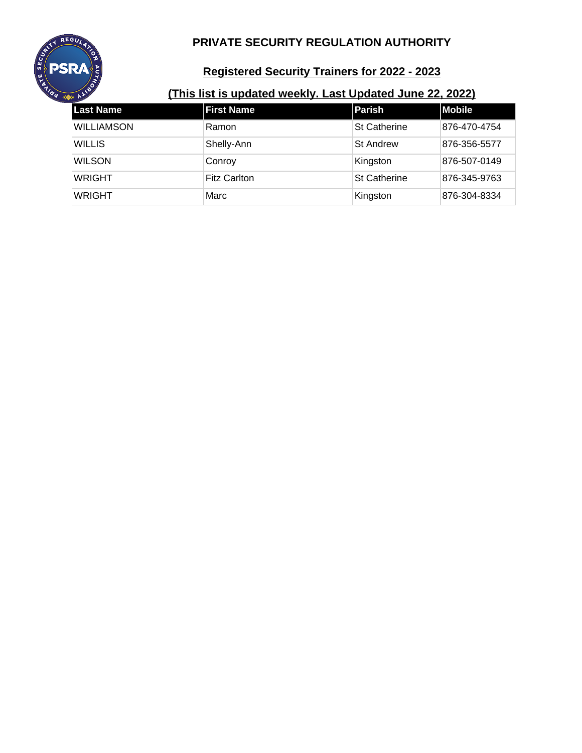**PRIVATE SECURITY REGULATION AUTHORITY**

**Registered Security Trainers for 2022 - 2023**

**(This list is updated weekly. Last Updated June 22, 2022)**

| Last Name | First Name | Parish | Mobile |
|---|---|---|---|
| WILLIAMSON | Ramon | St Catherine | 876-470-4754 |
| WILLIS | Shelly-Ann | St Andrew | 876-356-5577 |
| WILSON | Conroy | Kingston | 876-507-0149 |
| WRIGHT | Fitz Carlton | St Catherine | 876-345-9763 |
| WRIGHT | Marc | Kingston | 876-304-8334 |